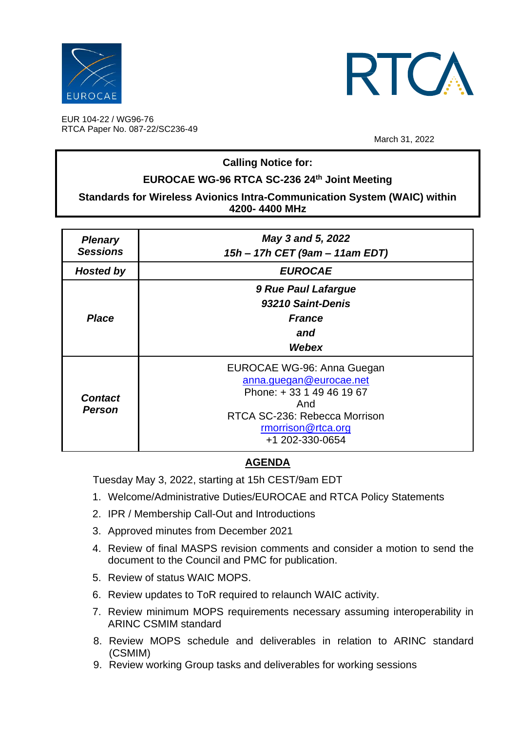EUR 104-22 / WG96-76
RTCA Paper No. 087-22/SC236-49

March 31, 2022

**Calling Notice for:**

**EUROCAE WG-96 RTCA SC-236 24th Joint Meeting**

**Standards for Wireless Avionics Intra-Communication System (WAIC) within 4200- 4400 MHz**

| ***Plenary Sessions*** | ***May 3 and 5, 2022*** ***15h – 17h CET (9am – 11am EDT)*** |
|---|---|
| ***Hosted by*** | ***EUROCAE*** |
| ***Place*** | ***9 Rue Paul Lafargue*** ***93210 Saint-Denis*** ***France*** ***and*** ***Webex*** |
| ***Contact Person*** | EUROCAE WG-96: Anna Guegan anna.guegan@eurocae.net Phone: + 33 1 49 46 19 67 And RTCA SC-236: Rebecca Morrison rmorrison@rtca.org +1 202-330-0654 |

## AGENDA

Tuesday May 3, 2022, starting at 15h CEST/9am EDT

1. Welcome/Administrative Duties/EUROCAE and RTCA Policy Statements
2. IPR / Membership Call-Out and Introductions
3. Approved minutes from December 2021
4. Review of final MASPS revision comments and consider a motion to send the document to the Council and PMC for publication.
5. Review of status WAIC MOPS.
6. Review updates to ToR required to relaunch WAIC activity.
7. Review minimum MOPS requirements necessary assuming interoperability in ARINC CSMIM standard
8. Review MOPS schedule and deliverables in relation to ARINC standard (CSMIM)
9. Review working Group tasks and deliverables for working sessions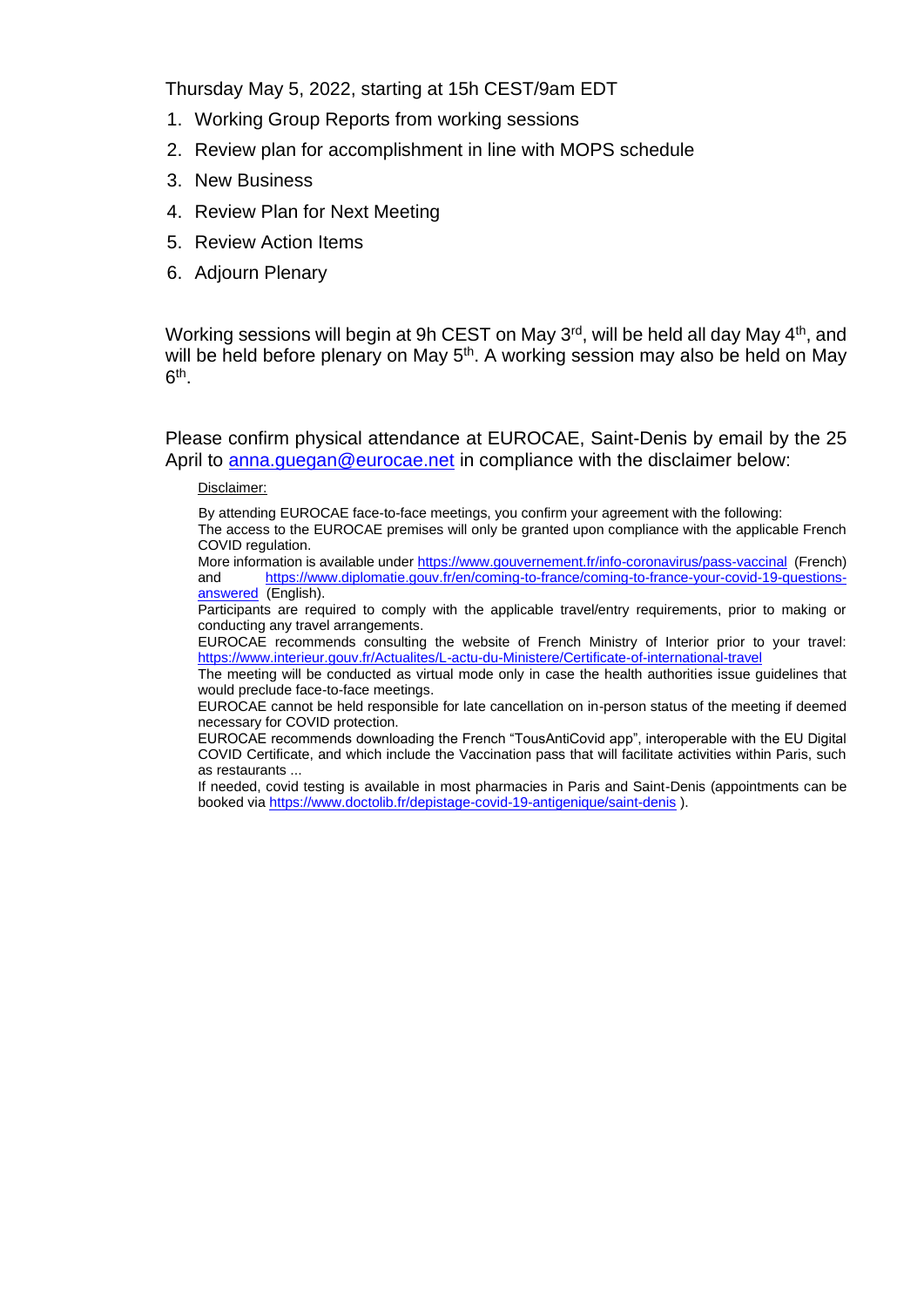Thursday May 5, 2022, starting at 15h CEST/9am EDT

1. Working Group Reports from working sessions
2. Review plan for accomplishment in line with MOPS schedule
3. New Business
4. Review Plan for Next Meeting
5. Review Action Items
6. Adjourn Plenary

Working sessions will begin at 9h CEST on May 3rd, will be held all day May 4th, and will be held before plenary on May 5th. A working session may also be held on May 6th.

Please confirm physical attendance at EUROCAE, Saint-Denis by email by the 25 April to [anna.guegan@eurocae.net](mailto:anna.guegan@eurocae.net) in compliance with the disclaimer below:

Disclaimer:

By attending EUROCAE face-to-face meetings, you confirm your agreement with the following:

The access to the EUROCAE premises will only be granted upon compliance with the applicable French COVID regulation.

More information is available under https://www.gouvernement.fr/info-coronavirus/pass-vaccinal (French) and https://www.diplomatie.gouv.fr/en/coming-to-france/coming-to-france-your-covid-19-questions-answered (English).

Participants are required to comply with the applicable travel/entry requirements, prior to making or conducting any travel arrangements.

EUROCAE recommends consulting the website of French Ministry of Interior prior to your travel: https://www.interieur.gouv.fr/Actualites/L-actu-du-Ministere/Certificate-of-international-travel

The meeting will be conducted as virtual mode only in case the health authorities issue guidelines that would preclude face-to-face meetings.

EUROCAE cannot be held responsible for late cancellation on in-person status of the meeting if deemed necessary for COVID protection.

EUROCAE recommends downloading the French "TousAntiCovid app", interoperable with the EU Digital COVID Certificate, and which include the Vaccination pass that will facilitate activities within Paris, such as restaurants ...

If needed, covid testing is available in most pharmacies in Paris and Saint-Denis (appointments can be booked via https://www.doctolib.fr/depistage-covid-19-antigenique/saint-denis ).